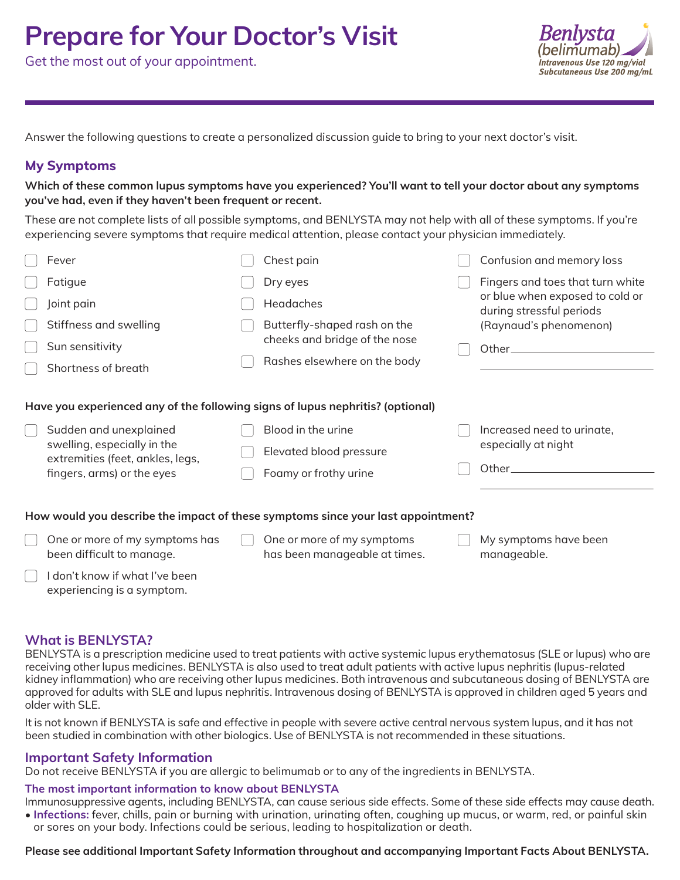# Prepare for Your Doctor's Visit

Get the most out of your appointment.

Benlysta (belimumab)
Intravenous Use 120 mg/vial
Subcutaneous Use 200 mg/mL

Answer the following questions to create a personalized discussion guide to bring to your next doctor's visit.

## My Symptoms

**Which of these common lupus symptoms have you experienced? You'll want to tell your doctor about any symptoms you've had, even if they haven't been frequent or recent.**

These are not complete lists of all possible symptoms, and BENLYSTA may not help with all of these symptoms. If you're experiencing severe symptoms that require medical attention, please contact your physician immediately.

- ☐ Fever
- ☐ Fatigue
- ☐ Joint pain
- ☐ Stiffness and swelling
- ☐ Sun sensitivity
- ☐ Shortness of breath
- ☐ Chest pain
- ☐ Dry eyes
- ☐ Headaches
- ☐ Butterfly-shaped rash on the cheeks and bridge of the nose
- ☐ Rashes elsewhere on the body
- ☐ Confusion and memory loss
- ☐ Fingers and toes that turn white or blue when exposed to cold or during stressful periods (Raynaud's phenomenon)
- ☐ Other\_\_\_\_\_\_\_\_\_\_\_\_\_\_\_\_\_\_\_\_\_\_\_\_

**Have you experienced any of the following signs of lupus nephritis? (optional)**

- ☐ Sudden and unexplained swelling, especially in the extremities (feet, ankles, legs, fingers, arms) or the eyes
- ☐ Blood in the urine
- ☐ Elevated blood pressure
- ☐ Foamy or frothy urine
- ☐ Increased need to urinate, especially at night
- ☐ Other\_\_\_\_\_\_\_\_\_\_\_\_\_\_\_\_\_\_\_\_\_\_\_\_

**How would you describe the impact of these symptoms since your last appointment?**

- ☐ One or more of my symptoms has been difficult to manage.
- ☐ One or more of my symptoms has been manageable at times.
- ☐ My symptoms have been manageable.
- ☐ I don't know if what I've been experiencing is a symptom.

## What is BENLYSTA?

BENLYSTA is a prescription medicine used to treat patients with active systemic lupus erythematosus (SLE or lupus) who are receiving other lupus medicines. BENLYSTA is also used to treat adult patients with active lupus nephritis (lupus-related kidney inflammation) who are receiving other lupus medicines. Both intravenous and subcutaneous dosing of BENLYSTA are approved for adults with SLE and lupus nephritis. Intravenous dosing of BENLYSTA is approved in children aged 5 years and older with SLE.

It is not known if BENLYSTA is safe and effective in people with severe active central nervous system lupus, and it has not been studied in combination with other biologics. Use of BENLYSTA is not recommended in these situations.

## Important Safety Information

Do not receive BENLYSTA if you are allergic to belimumab or to any of the ingredients in BENLYSTA.

### The most important information to know about BENLYSTA

Immunosuppressive agents, including BENLYSTA, can cause serious side effects. Some of these side effects may cause death.

- **Infections:** fever, chills, pain or burning with urination, urinating often, coughing up mucus, or warm, red, or painful skin or sores on your body. Infections could be serious, leading to hospitalization or death.

**Please see additional Important Safety Information throughout and accompanying Important Facts About BENLYSTA.**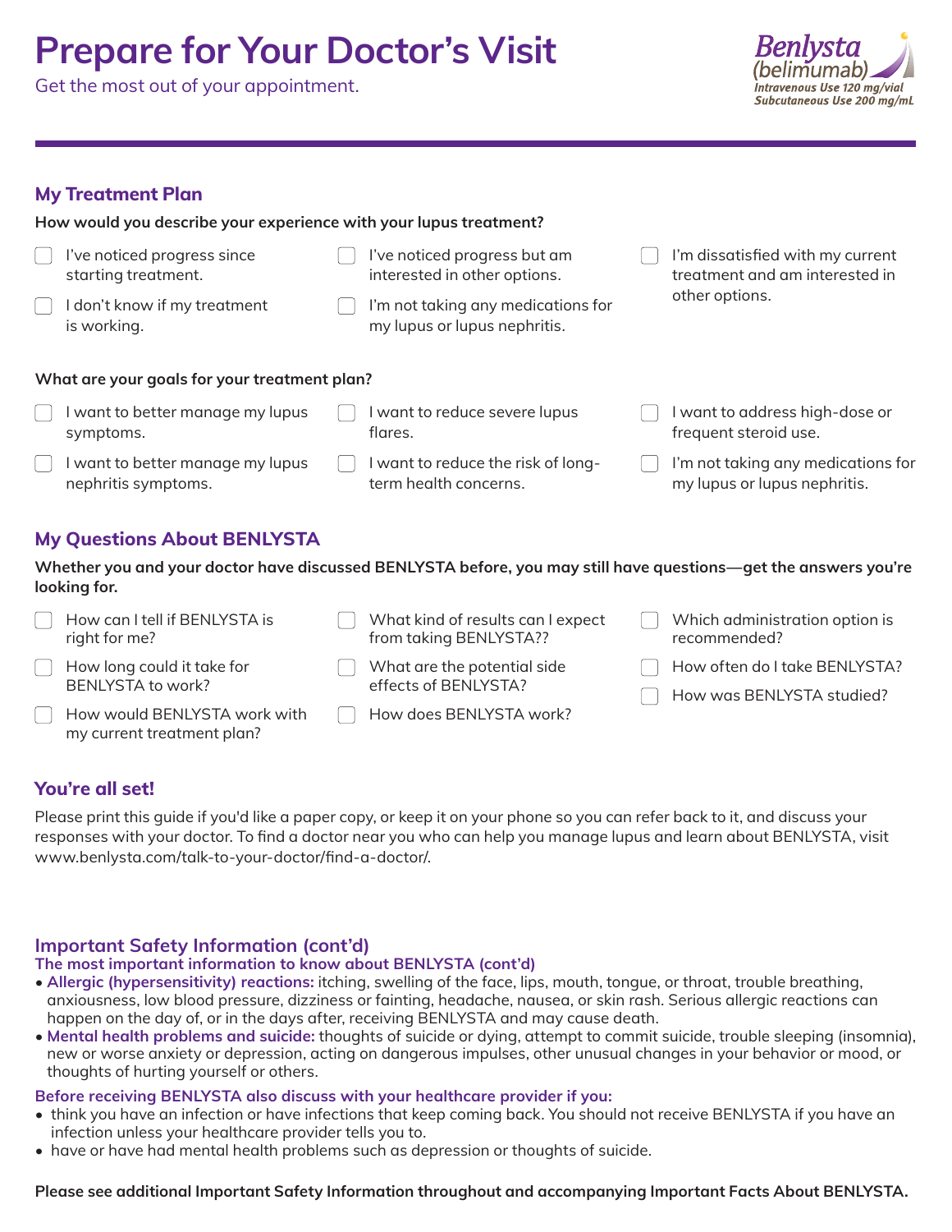# Prepare for Your Doctor's Visit

Get the most out of your appointment.

**Benlysta (belimumab)**
*Intravenous Use 120 mg/vial*
*Subcutaneous Use 200 mg/mL*

## My Treatment Plan

**How would you describe your experience with your lupus treatment?**

- [ ] I've noticed progress since starting treatment.
- [ ] I don't know if my treatment is working.
- [ ] I've noticed progress but am interested in other options.
- [ ] I'm not taking any medications for my lupus or lupus nephritis.
- [ ] I'm dissatisfied with my current treatment and am interested in other options.

**What are your goals for your treatment plan?**

- [ ] I want to better manage my lupus symptoms.
- [ ] I want to better manage my lupus nephritis symptoms.
- [ ] I want to reduce severe lupus flares.
- [ ] I want to reduce the risk of long-term health concerns.
- [ ] I want to address high-dose or frequent steroid use.
- [ ] I'm not taking any medications for my lupus or lupus nephritis.

## My Questions About BENLYSTA

**Whether you and your doctor have discussed BENLYSTA before, you may still have questions—get the answers you're looking for.**

- [ ] How can I tell if BENLYSTA is right for me?
- [ ] How long could it take for BENLYSTA to work?
- [ ] How would BENLYSTA work with my current treatment plan?
- [ ] What kind of results can I expect from taking BENLYSTA??
- [ ] What are the potential side effects of BENLYSTA?
- [ ] How does BENLYSTA work?
- [ ] Which administration option is recommended?
- [ ] How often do I take BENLYSTA?
- [ ] How was BENLYSTA studied?

## You're all set!

Please print this guide if you'd like a paper copy, or keep it on your phone so you can refer back to it, and discuss your responses with your doctor. To find a doctor near you who can help you manage lupus and learn about BENLYSTA, visit www.benlysta.com/talk-to-your-doctor/find-a-doctor/.

## Important Safety Information (cont'd)

### The most important information to know about BENLYSTA (cont'd)

- **Allergic (hypersensitivity) reactions:** itching, swelling of the face, lips, mouth, tongue, or throat, trouble breathing, anxiousness, low blood pressure, dizziness or fainting, headache, nausea, or skin rash. Serious allergic reactions can happen on the day of, or in the days after, receiving BENLYSTA and may cause death.
- **Mental health problems and suicide:** thoughts of suicide or dying, attempt to commit suicide, trouble sleeping (insomnia), new or worse anxiety or depression, acting on dangerous impulses, other unusual changes in your behavior or mood, or thoughts of hurting yourself or others.

### Before receiving BENLYSTA also discuss with your healthcare provider if you:

- think you have an infection or have infections that keep coming back. You should not receive BENLYSTA if you have an infection unless your healthcare provider tells you to.
- have or have had mental health problems such as depression or thoughts of suicide.

**Please see additional Important Safety Information throughout and accompanying Important Facts About BENLYSTA.**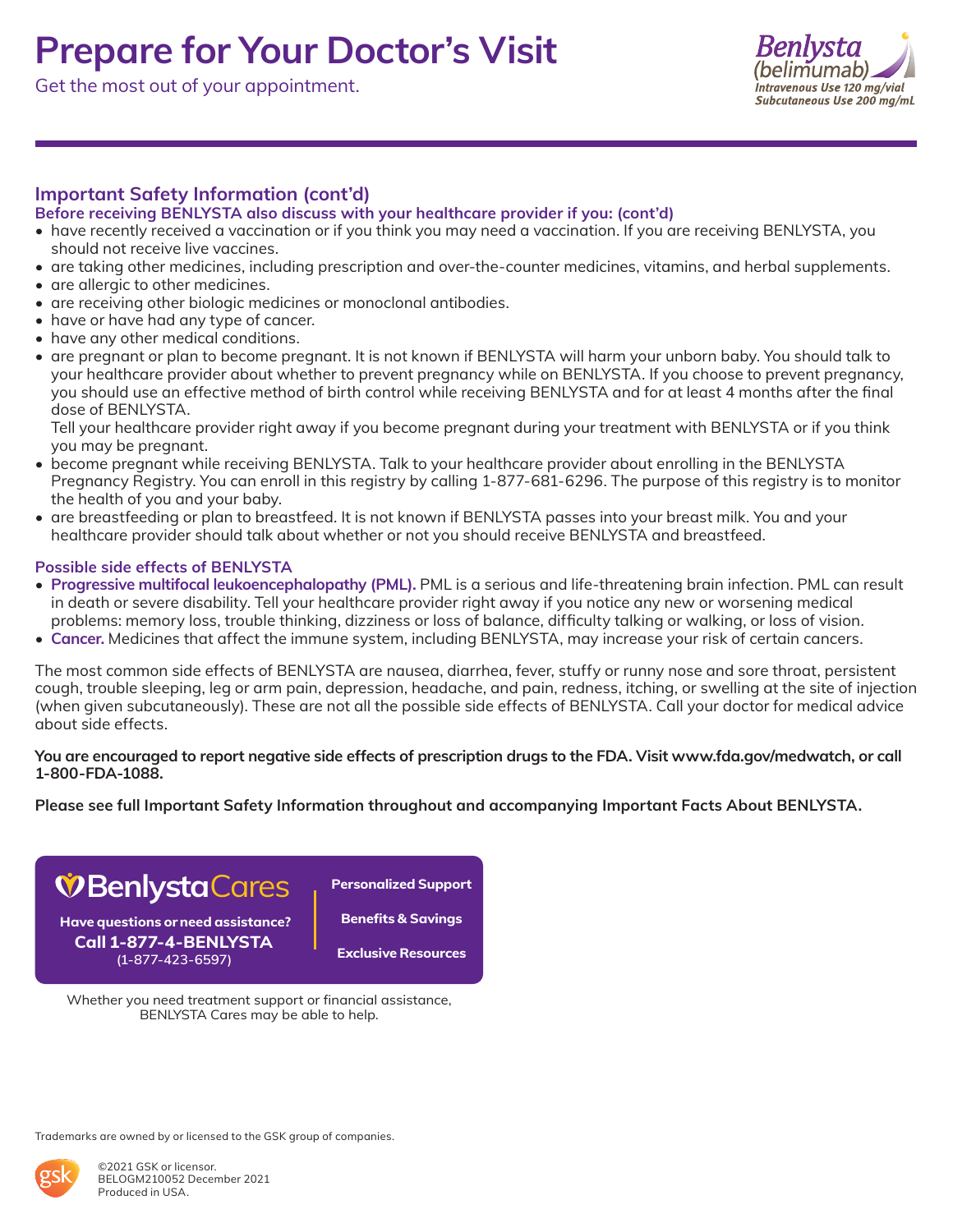# Prepare for Your Doctor's Visit

Get the most out of your appointment.

Benlysta (belimumab) Intravenous Use 120 mg/vial Subcutaneous Use 200 mg/mL

## Important Safety Information (cont'd)

**Before receiving BENLYSTA also discuss with your healthcare provider if you: (cont'd)**

- have recently received a vaccination or if you think you may need a vaccination. If you are receiving BENLYSTA, you should not receive live vaccines.
- are taking other medicines, including prescription and over-the-counter medicines, vitamins, and herbal supplements.
- are allergic to other medicines.
- are receiving other biologic medicines or monoclonal antibodies.
- have or have had any type of cancer.
- have any other medical conditions.
- are pregnant or plan to become pregnant. It is not known if BENLYSTA will harm your unborn baby. You should talk to your healthcare provider about whether to prevent pregnancy while on BENLYSTA. If you choose to prevent pregnancy, you should use an effective method of birth control while receiving BENLYSTA and for at least 4 months after the final dose of BENLYSTA.
  Tell your healthcare provider right away if you become pregnant during your treatment with BENLYSTA or if you think you may be pregnant.
- become pregnant while receiving BENLYSTA. Talk to your healthcare provider about enrolling in the BENLYSTA Pregnancy Registry. You can enroll in this registry by calling 1-877-681-6296. The purpose of this registry is to monitor the health of you and your baby.
- are breastfeeding or plan to breastfeed. It is not known if BENLYSTA passes into your breast milk. You and your healthcare provider should talk about whether or not you should receive BENLYSTA and breastfeed.

**Possible side effects of BENLYSTA**

- **Progressive multifocal leukoencephalopathy (PML).** PML is a serious and life-threatening brain infection. PML can result in death or severe disability. Tell your healthcare provider right away if you notice any new or worsening medical problems: memory loss, trouble thinking, dizziness or loss of balance, difficulty talking or walking, or loss of vision.
- **Cancer.** Medicines that affect the immune system, including BENLYSTA, may increase your risk of certain cancers.

The most common side effects of BENLYSTA are nausea, diarrhea, fever, stuffy or runny nose and sore throat, persistent cough, trouble sleeping, leg or arm pain, depression, headache, and pain, redness, itching, or swelling at the site of injection (when given subcutaneously). These are not all the possible side effects of BENLYSTA. Call your doctor for medical advice about side effects.

**You are encouraged to report negative side effects of prescription drugs to the FDA. Visit www.fda.gov/medwatch, or call 1-800-FDA-1088.**

**Please see full Important Safety Information throughout and accompanying Important Facts About BENLYSTA.**

**BenlystaCares**

**Have questions or need assistance?**
**Call 1-877-4-BENLYSTA**
(1-877-423-6597)

**Personalized Support**
**Benefits & Savings**
**Exclusive Resources**

Whether you need treatment support or financial assistance, BENLYSTA Cares may be able to help.

Trademarks are owned by or licensed to the GSK group of companies.

©2021 GSK or licensor.
BELOGM210052 December 2021
Produced in USA.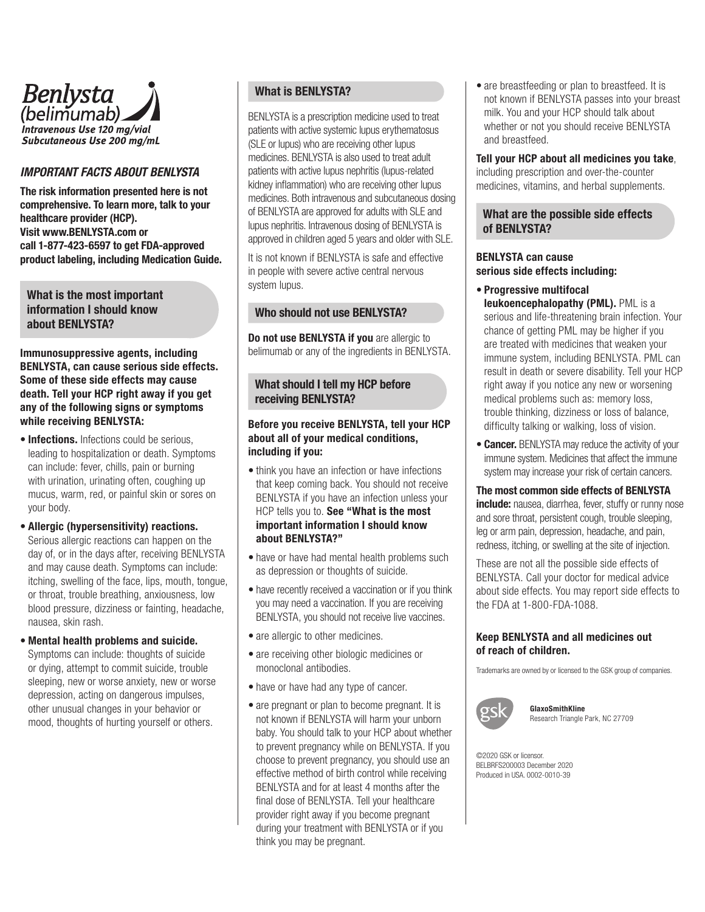Benlysta (belimumab)
*Intravenous Use 120 mg/vial*
*Subcutaneous Use 200 mg/mL*

## *IMPORTANT FACTS ABOUT BENLYSTA*

**The risk information presented here is not comprehensive. To learn more, talk to your healthcare provider (HCP). Visit www.BENLYSTA.com or call 1-877-423-6597 to get FDA-approved product labeling, including Medication Guide.**

### What is the most important information I should know about BENLYSTA?

**Immunosuppressive agents, including BENLYSTA, can cause serious side effects. Some of these side effects may cause death. Tell your HCP right away if you get any of the following signs or symptoms while receiving BENLYSTA:**

- **Infections.** Infections could be serious, leading to hospitalization or death. Symptoms can include: fever, chills, pain or burning with urination, urinating often, coughing up mucus, warm, red, or painful skin or sores on your body.
- **Allergic (hypersensitivity) reactions.** Serious allergic reactions can happen on the day of, or in the days after, receiving BENLYSTA and may cause death. Symptoms can include: itching, swelling of the face, lips, mouth, tongue, or throat, trouble breathing, anxiousness, low blood pressure, dizziness or fainting, headache, nausea, skin rash.
- **Mental health problems and suicide.** Symptoms can include: thoughts of suicide or dying, attempt to commit suicide, trouble sleeping, new or worse anxiety, new or worse depression, acting on dangerous impulses, other unusual changes in your behavior or mood, thoughts of hurting yourself or others.

### What is BENLYSTA?

BENLYSTA is a prescription medicine used to treat patients with active systemic lupus erythematosus (SLE or lupus) who are receiving other lupus medicines. BENLYSTA is also used to treat adult patients with active lupus nephritis (lupus-related kidney inflammation) who are receiving other lupus medicines. Both intravenous and subcutaneous dosing of BENLYSTA are approved for adults with SLE and lupus nephritis. Intravenous dosing of BENLYSTA is approved in children aged 5 years and older with SLE.

It is not known if BENLYSTA is safe and effective in people with severe active central nervous system lupus.

### Who should not use BENLYSTA?

**Do not use BENLYSTA if you** are allergic to belimumab or any of the ingredients in BENLYSTA.

### What should I tell my HCP before receiving BENLYSTA?

**Before you receive BENLYSTA, tell your HCP about all of your medical conditions, including if you:**

- think you have an infection or have infections that keep coming back. You should not receive BENLYSTA if you have an infection unless your HCP tells you to. **See "What is the most important information I should know about BENLYSTA?"**
- have or have had mental health problems such as depression or thoughts of suicide.
- have recently received a vaccination or if you think you may need a vaccination. If you are receiving BENLYSTA, you should not receive live vaccines.
- are allergic to other medicines.
- are receiving other biologic medicines or monoclonal antibodies.
- have or have had any type of cancer.
- are pregnant or plan to become pregnant. It is not known if BENLYSTA will harm your unborn baby. You should talk to your HCP about whether to prevent pregnancy while on BENLYSTA. If you choose to prevent pregnancy, you should use an effective method of birth control while receiving BENLYSTA and for at least 4 months after the final dose of BENLYSTA. Tell your healthcare provider right away if you become pregnant during your treatment with BENLYSTA or if you think you may be pregnant.
- are breastfeeding or plan to breastfeed. It is not known if BENLYSTA passes into your breast milk. You and your HCP should talk about whether or not you should receive BENLYSTA and breastfeed.

**Tell your HCP about all medicines you take**, including prescription and over-the-counter medicines, vitamins, and herbal supplements.

### What are the possible side effects of BENLYSTA?

**BENLYSTA can cause serious side effects including:**

- **Progressive multifocal leukoencephalopathy (PML).** PML is a serious and life-threatening brain infection. Your chance of getting PML may be higher if you are treated with medicines that weaken your immune system, including BENLYSTA. PML can result in death or severe disability. Tell your HCP right away if you notice any new or worsening medical problems such as: memory loss, trouble thinking, dizziness or loss of balance, difficulty talking or walking, loss of vision.
- **Cancer.** BENLYSTA may reduce the activity of your immune system. Medicines that affect the immune system may increase your risk of certain cancers.

**The most common side effects of BENLYSTA include:** nausea, diarrhea, fever, stuffy or runny nose and sore throat, persistent cough, trouble sleeping, leg or arm pain, depression, headache, and pain, redness, itching, or swelling at the site of injection.

These are not all the possible side effects of BENLYSTA. Call your doctor for medical advice about side effects. You may report side effects to the FDA at 1-800-FDA-1088.

**Keep BENLYSTA and all medicines out of reach of children.**

Trademarks are owned by or licensed to the GSK group of companies.

gsk

**GlaxoSmithKline**
Research Triangle Park, NC 27709

©2020 GSK or licensor.
BELBRFS200003 December 2020
Produced in USA. 0002-0010-39